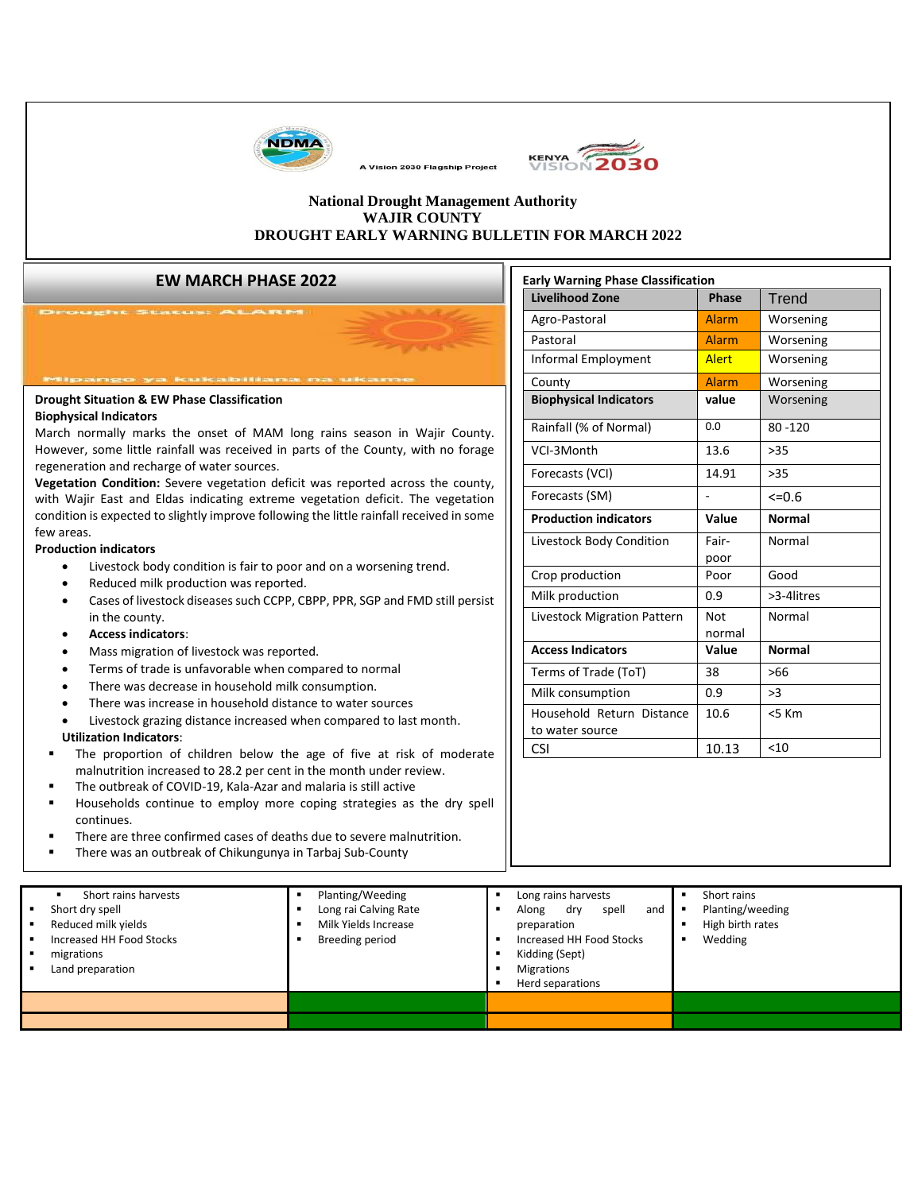A Vision 2030 Flagship Project

**National Drought Management Authority**
**WAJIR COUNTY**
**DROUGHT EARLY WARNING BULLETIN FOR MARCH 2022**

## EW MARCH PHASE 2022

Drought Status: ALARM

Mipango ya kukabiliana na ukame

**Drought Situation & EW Phase Classification**

**Biophysical Indicators**

March normally marks the onset of MAM long rains season in Wajir County. However, some little rainfall was received in parts of the County, with no forage regeneration and recharge of water sources.

**Vegetation Condition:** Severe vegetation deficit was reported across the county, with Wajir East and Eldas indicating extreme vegetation deficit. The vegetation condition is expected to slightly improve following the little rainfall received in some few areas.

**Production indicators**

- Livestock body condition is fair to poor and on a worsening trend.
- Reduced milk production was reported.
- Cases of livestock diseases such CCPP, CBPP, PPR, SGP and FMD still persist in the county.
- **Access indicators**:
- Mass migration of livestock was reported.
- Terms of trade is unfavorable when compared to normal
- There was decrease in household milk consumption.
- There was increase in household distance to water sources
- Livestock grazing distance increased when compared to last month.

**Utilization Indicators**:

- The proportion of children below the age of five at risk of moderate malnutrition increased to 28.2 per cent in the month under review.
- The outbreak of COVID-19, Kala-Azar and malaria is still active
- Households continue to employ more coping strategies as the dry spell continues.
- There are three confirmed cases of deaths due to severe malnutrition.
- There was an outbreak of Chikungunya in Tarbaj Sub-County

**Early Warning Phase Classification**

| Livelihood Zone | Phase | Trend |
|---|---|---|
| Agro-Pastoral | Alarm | Worsening |
| Pastoral | Alarm | Worsening |
| Informal Employment | Alert | Worsening |
| County | Alarm | Worsening |
| **Biophysical Indicators** | **value** | Worsening |
| Rainfall (% of Normal) | 0.0 | 80 -120 |
| VCI-3Month | 13.6 | >35 |
| Forecasts (VCI) | 14.91 | >35 |
| Forecasts (SM) | - | <=0.6 |
| **Production indicators** | **Value** | **Normal** |
| Livestock Body Condition | Fair-poor | Normal |
| Crop production | Poor | Good |
| Milk production | 0.9 | >3-4litres |
| Livestock Migration Pattern | Not normal | Normal |
| **Access Indicators** | **Value** | **Normal** |
| Terms of Trade (ToT) | 38 | >66 |
| Milk consumption | 0.9 | >3 |
| Household Return Distance to water source | 10.6 | <5 Km |
| CSI | 10.13 | <10 |

| | | | |
|---|---|---|---|
| Short rains harvests<br>Short dry spell<br>Reduced milk yields<br>Increased HH Food Stocks<br>migrations<br>Land preparation | Planting/Weeding<br>Long rai Calving Rate<br>Milk Yields Increase<br>Breeding period | Long rains harvests<br>Along dry spell and preparation<br>Increased HH Food Stocks<br>Kidding (Sept)<br>Migrations<br>Herd separations | Short rains<br>Planting/weeding<br>High birth rates<br>Wedding |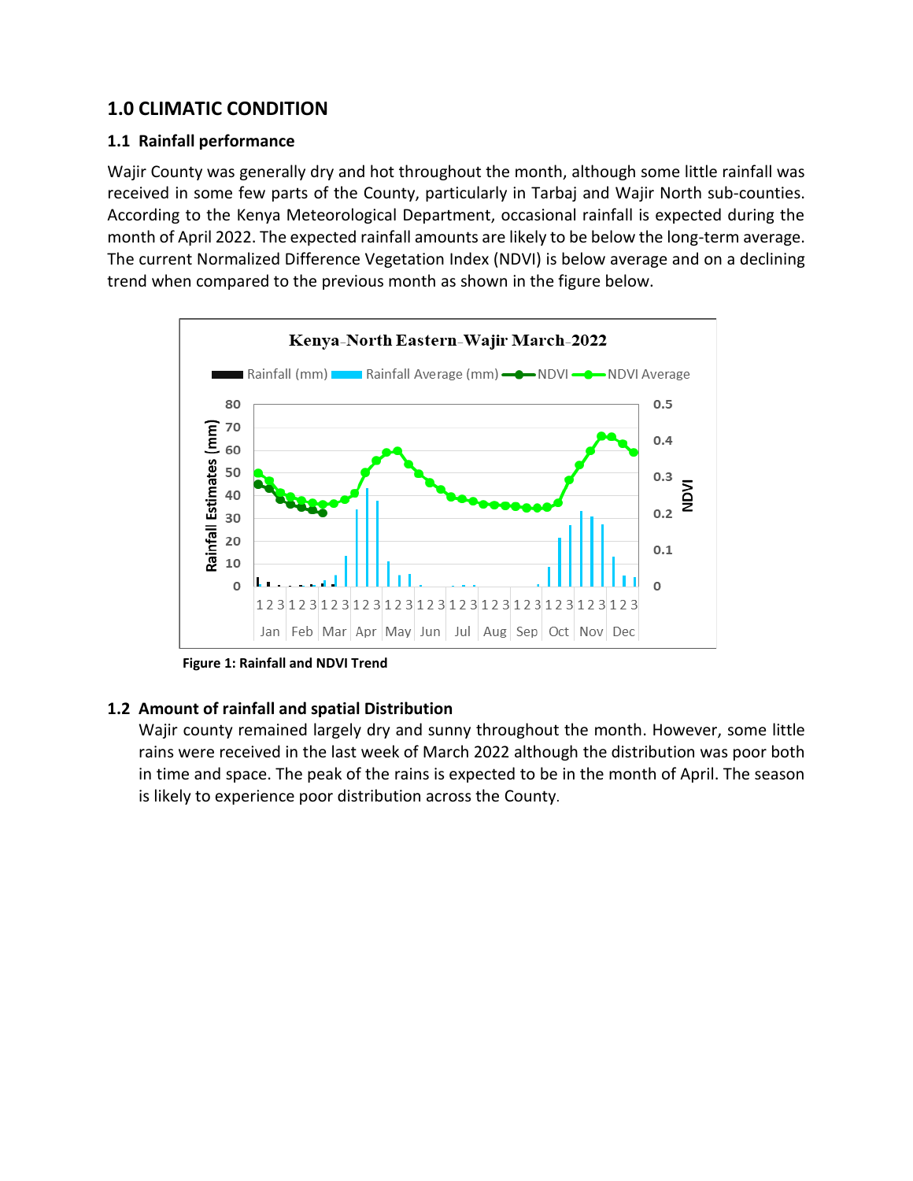# 1.0 CLIMATIC CONDITION

## 1.1 Rainfall performance

Wajir County was generally dry and hot throughout the month, although some little rainfall was received in some few parts of the County, particularly in Tarbaj and Wajir North sub-counties. According to the Kenya Meteorological Department, occasional rainfall is expected during the month of April 2022. The expected rainfall amounts are likely to be below the long-term average. The current Normalized Difference Vegetation Index (NDVI) is below average and on a declining trend when compared to the previous month as shown in the figure below.

**Figure 1: Rainfall and NDVI Trend**

## 1.2 Amount of rainfall and spatial Distribution

Wajir county remained largely dry and sunny throughout the month. However, some little rains were received in the last week of March 2022 although the distribution was poor both in time and space. The peak of the rains is expected to be in the month of April. The season is likely to experience poor distribution across the County.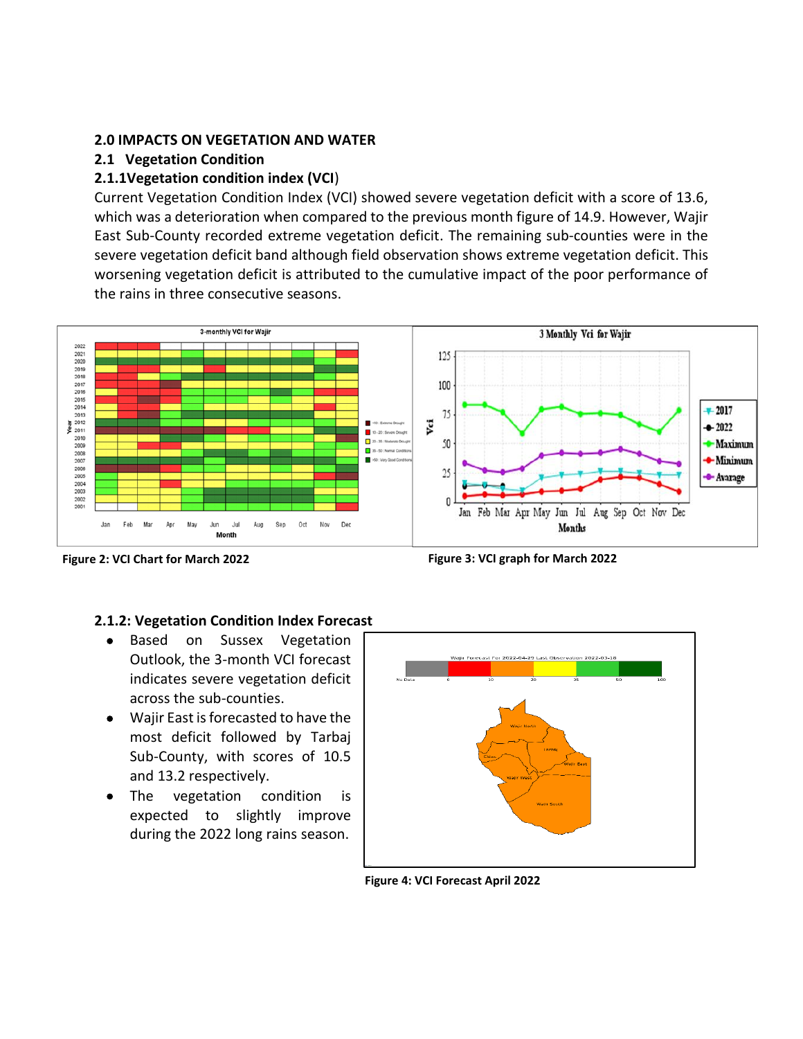## 2.0 IMPACTS ON VEGETATION AND WATER

### 2.1 Vegetation Condition

#### 2.1.1Vegetation condition index (VCI)

Current Vegetation Condition Index (VCI) showed severe vegetation deficit with a score of 13.6, which was a deterioration when compared to the previous month figure of 14.9. However, Wajir East Sub-County recorded extreme vegetation deficit. The remaining sub-counties were in the severe vegetation deficit band although field observation shows extreme vegetation deficit. This worsening vegetation deficit is attributed to the cumulative impact of the poor performance of the rains in three consecutive seasons.

**Figure 2: VCI Chart for March 2022**

**Figure 3: VCI graph for March 2022**

#### 2.1.2: Vegetation Condition Index Forecast

- Based on Sussex Vegetation Outlook, the 3-month VCI forecast indicates severe vegetation deficit across the sub-counties.
- Wajir East is forecasted to have the most deficit followed by Tarbaj Sub-County, with scores of 10.5 and 13.2 respectively.
- The vegetation condition is expected to slightly improve during the 2022 long rains season.

**Figure 4: VCI Forecast April 2022**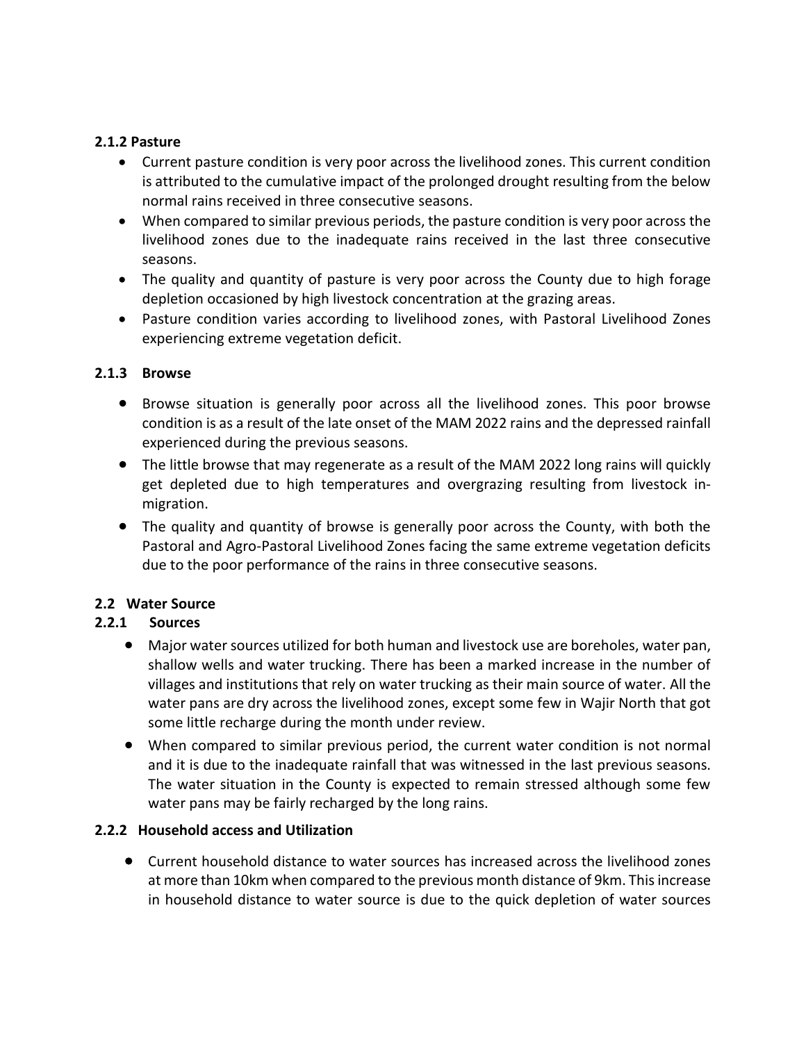### 2.1.2 Pasture

- Current pasture condition is very poor across the livelihood zones. This current condition is attributed to the cumulative impact of the prolonged drought resulting from the below normal rains received in three consecutive seasons.
- When compared to similar previous periods, the pasture condition is very poor across the livelihood zones due to the inadequate rains received in the last three consecutive seasons.
- The quality and quantity of pasture is very poor across the County due to high forage depletion occasioned by high livestock concentration at the grazing areas.
- Pasture condition varies according to livelihood zones, with Pastoral Livelihood Zones experiencing extreme vegetation deficit.

### 2.1.3 Browse

- Browse situation is generally poor across all the livelihood zones. This poor browse condition is as a result of the late onset of the MAM 2022 rains and the depressed rainfall experienced during the previous seasons.
- The little browse that may regenerate as a result of the MAM 2022 long rains will quickly get depleted due to high temperatures and overgrazing resulting from livestock in-migration.
- The quality and quantity of browse is generally poor across the County, with both the Pastoral and Agro-Pastoral Livelihood Zones facing the same extreme vegetation deficits due to the poor performance of the rains in three consecutive seasons.

## 2.2 Water Source

### 2.2.1 Sources

- Major water sources utilized for both human and livestock use are boreholes, water pan, shallow wells and water trucking. There has been a marked increase in the number of villages and institutions that rely on water trucking as their main source of water. All the water pans are dry across the livelihood zones, except some few in Wajir North that got some little recharge during the month under review.
- When compared to similar previous period, the current water condition is not normal and it is due to the inadequate rainfall that was witnessed in the last previous seasons. The water situation in the County is expected to remain stressed although some few water pans may be fairly recharged by the long rains.

### 2.2.2 Household access and Utilization

- Current household distance to water sources has increased across the livelihood zones at more than 10km when compared to the previous month distance of 9km. This increase in household distance to water source is due to the quick depletion of water sources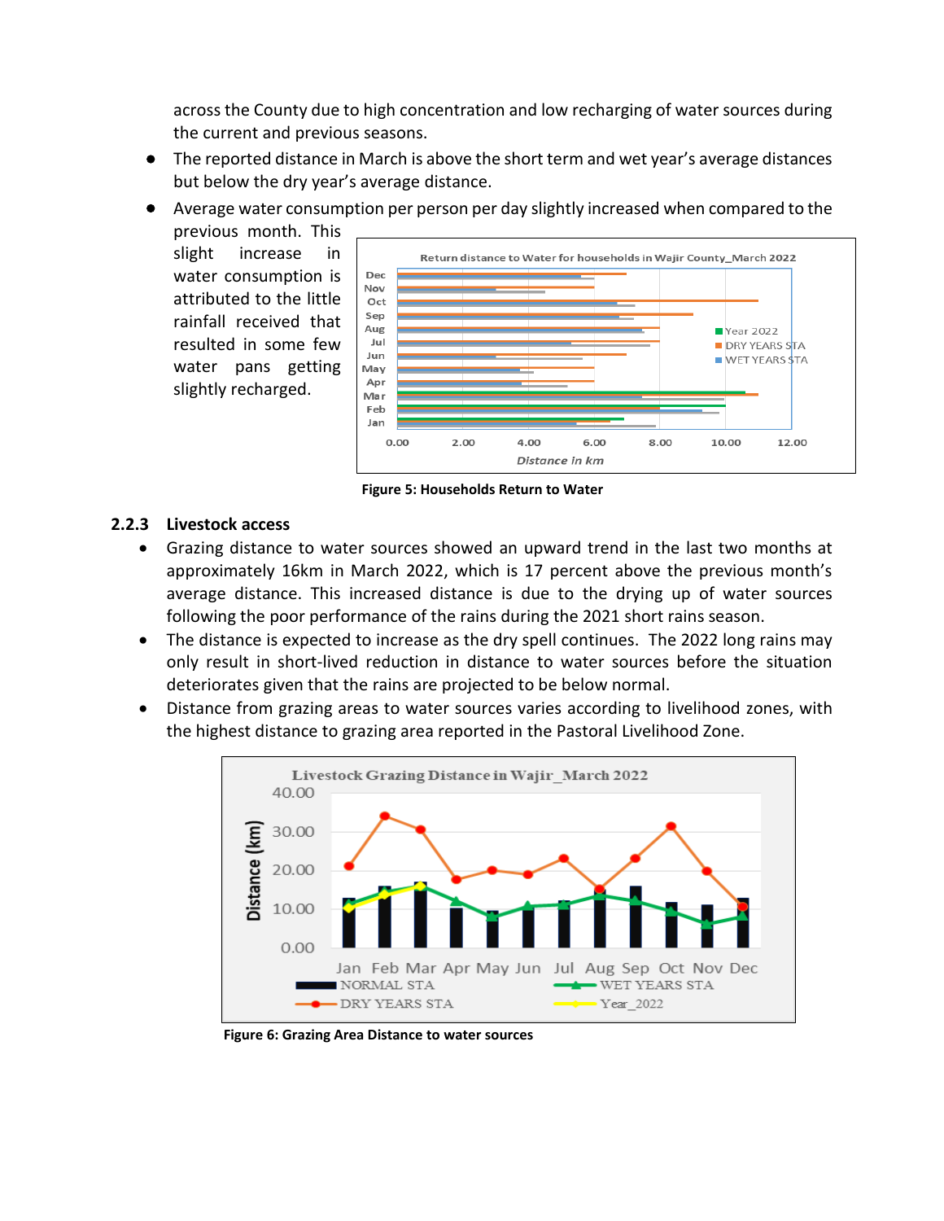across the County due to high concentration and low recharging of water sources during the current and previous seasons.

- The reported distance in March is above the short term and wet year's average distances but below the dry year's average distance.
- Average water consumption per person per day slightly increased when compared to the previous month. This slight increase in water consumption is attributed to the little rainfall received that resulted in some few water pans getting slightly recharged.

Figure 5: Households Return to Water

### 2.2.3 Livestock access

- Grazing distance to water sources showed an upward trend in the last two months at approximately 16km in March 2022, which is 17 percent above the previous month's average distance. This increased distance is due to the drying up of water sources following the poor performance of the rains during the 2021 short rains season.
- The distance is expected to increase as the dry spell continues. The 2022 long rains may only result in short-lived reduction in distance to water sources before the situation deteriorates given that the rains are projected to be below normal.
- Distance from grazing areas to water sources varies according to livelihood zones, with the highest distance to grazing area reported in the Pastoral Livelihood Zone.

Figure 6: Grazing Area Distance to water sources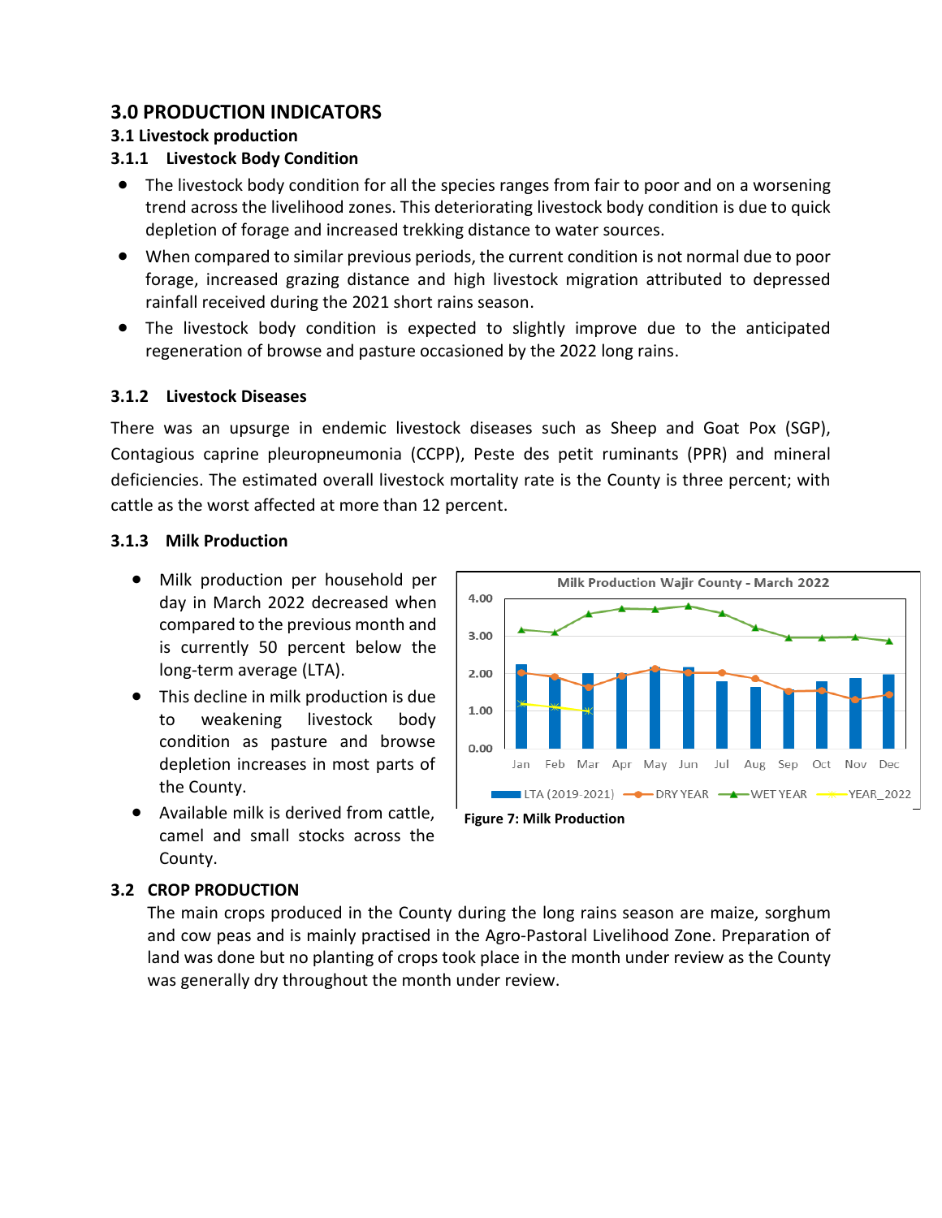# 3.0 PRODUCTION INDICATORS

## 3.1 Livestock production

### 3.1.1 Livestock Body Condition

- The livestock body condition for all the species ranges from fair to poor and on a worsening trend across the livelihood zones. This deteriorating livestock body condition is due to quick depletion of forage and increased trekking distance to water sources.
- When compared to similar previous periods, the current condition is not normal due to poor forage, increased grazing distance and high livestock migration attributed to depressed rainfall received during the 2021 short rains season.
- The livestock body condition is expected to slightly improve due to the anticipated regeneration of browse and pasture occasioned by the 2022 long rains.

### 3.1.2 Livestock Diseases

There was an upsurge in endemic livestock diseases such as Sheep and Goat Pox (SGP), Contagious caprine pleuropneumonia (CCPP), Peste des petit ruminants (PPR) and mineral deficiencies. The estimated overall livestock mortality rate is the County is three percent; with cattle as the worst affected at more than 12 percent.

### 3.1.3 Milk Production

- Milk production per household per day in March 2022 decreased when compared to the previous month and is currently 50 percent below the long-term average (LTA).
- This decline in milk production is due to weakening livestock body condition as pasture and browse depletion increases in most parts of the County.
- Available milk is derived from cattle, camel and small stocks across the County.

**Figure 7: Milk Production**

## 3.2 CROP PRODUCTION

The main crops produced in the County during the long rains season are maize, sorghum and cow peas and is mainly practised in the Agro-Pastoral Livelihood Zone. Preparation of land was done but no planting of crops took place in the month under review as the County was generally dry throughout the month under review.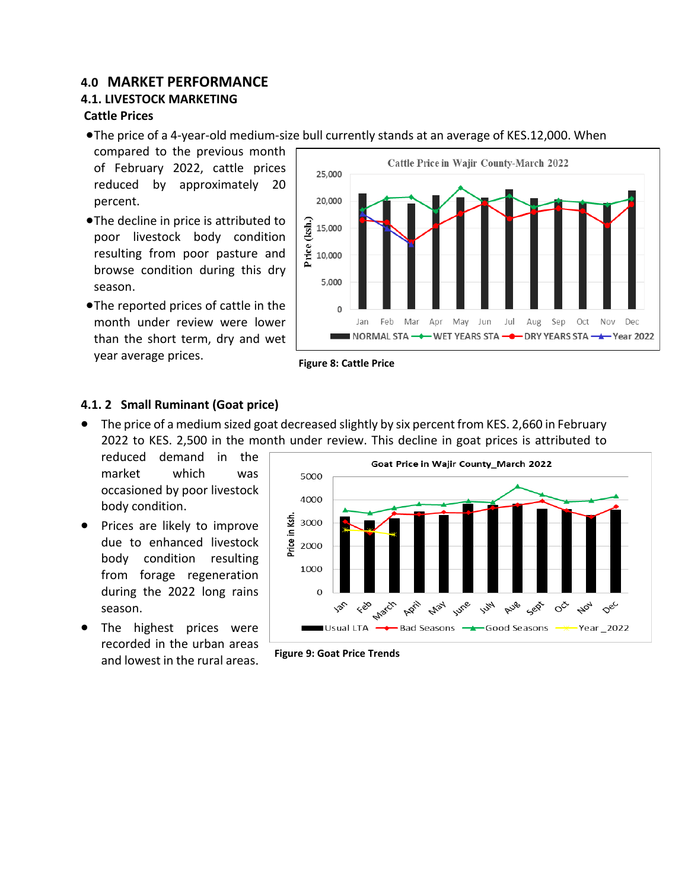## 4.0 MARKET PERFORMANCE

### 4.1. LIVESTOCK MARKETING

#### Cattle Prices

- The price of a 4-year-old medium-size bull currently stands at an average of KES.12,000. When compared to the previous month of February 2022, cattle prices reduced by approximately 20 percent.
- The decline in price is attributed to poor livestock body condition resulting from poor pasture and browse condition during this dry season.
- The reported prices of cattle in the month under review were lower than the short term, dry and wet year average prices.

**Figure 8: Cattle Price**

### 4.1. 2 Small Ruminant (Goat price)

- The price of a medium sized goat decreased slightly by six percent from KES. 2,660 in February 2022 to KES. 2,500 in the month under review. This decline in goat prices is attributed to reduced demand in the market which was occasioned by poor livestock body condition.
- Prices are likely to improve due to enhanced livestock body condition resulting from forage regeneration during the 2022 long rains season.
- The highest prices were recorded in the urban areas and lowest in the rural areas.

**Figure 9: Goat Price Trends**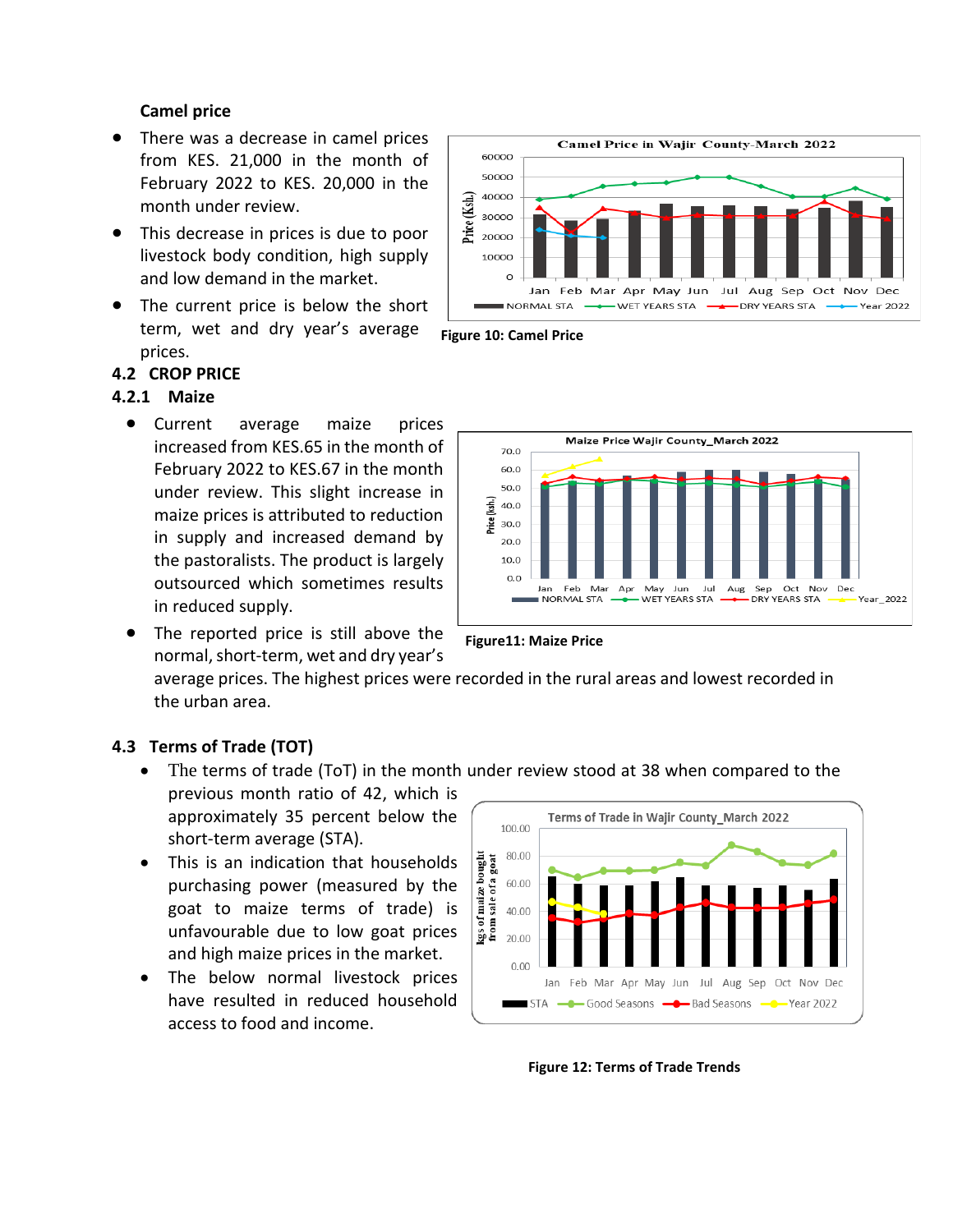**Camel price**

- There was a decrease in camel prices from KES. 21,000 in the month of February 2022 to KES. 20,000 in the month under review.
- This decrease in prices is due to poor livestock body condition, high supply and low demand in the market.
- The current price is below the short term, wet and dry year's average prices.

**Figure 10: Camel Price**

## 4.2 CROP PRICE

### 4.2.1 Maize

- Current average maize prices increased from KES.65 in the month of February 2022 to KES.67 in the month under review. This slight increase in maize prices is attributed to reduction in supply and increased demand by the pastoralists. The product is largely outsourced which sometimes results in reduced supply.
- The reported price is still above the normal, short-term, wet and dry year's average prices. The highest prices were recorded in the rural areas and lowest recorded in the urban area.

**Figure11: Maize Price**

## 4.3 Terms of Trade (TOT)

- The terms of trade (ToT) in the month under review stood at 38 when compared to the previous month ratio of 42, which is approximately 35 percent below the short-term average (STA).
- This is an indication that households purchasing power (measured by the goat to maize terms of trade) is unfavourable due to low goat prices and high maize prices in the market.
- The below normal livestock prices have resulted in reduced household access to food and income.

**Figure 12: Terms of Trade Trends**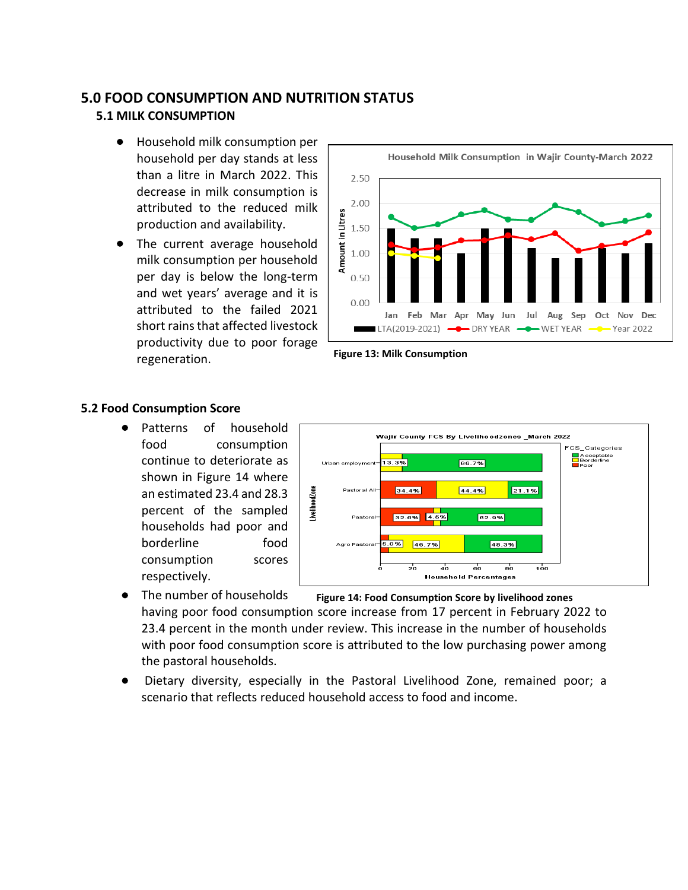# 5.0 FOOD CONSUMPTION AND NUTRITION STATUS

## 5.1 MILK CONSUMPTION

- Household milk consumption per household per day stands at less than a litre in March 2022. This decrease in milk consumption is attributed to the reduced milk production and availability.
- The current average household milk consumption per household per day is below the long-term and wet years' average and it is attributed to the failed 2021 short rains that affected livestock productivity due to poor forage regeneration.

**Figure 13: Milk Consumption**

## 5.2 Food Consumption Score

- Patterns of household food consumption continue to deteriorate as shown in Figure 14 where an estimated 23.4 and 28.3 percent of the sampled households had poor and borderline food consumption scores respectively.
- The number of households having poor food consumption score increase from 17 percent in February 2022 to 23.4 percent in the month under review. This increase in the number of households with poor food consumption score is attributed to the low purchasing power among the pastoral households.
- Dietary diversity, especially in the Pastoral Livelihood Zone, remained poor; a scenario that reflects reduced household access to food and income.

**Figure 14: Food Consumption Score by livelihood zones**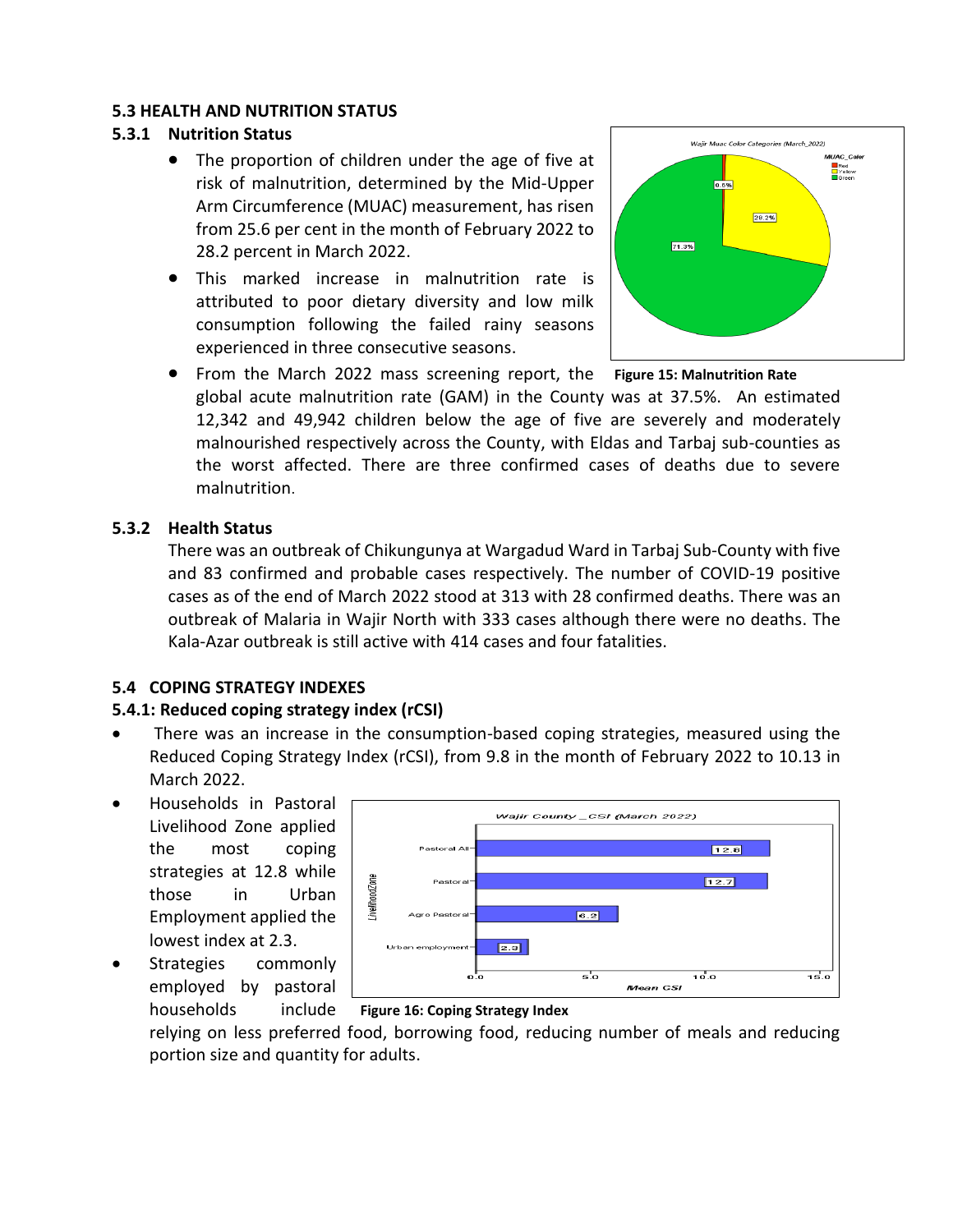### 5.3 HEALTH AND NUTRITION STATUS

#### 5.3.1 Nutrition Status

- The proportion of children under the age of five at risk of malnutrition, determined by the Mid-Upper Arm Circumference (MUAC) measurement, has risen from 25.6 per cent in the month of February 2022 to 28.2 percent in March 2022.
- This marked increase in malnutrition rate is attributed to poor dietary diversity and low milk consumption following the failed rainy seasons experienced in three consecutive seasons.
- From the March 2022 mass screening report, the global acute malnutrition rate (GAM) in the County was at 37.5%. An estimated 12,342 and 49,942 children below the age of five are severely and moderately malnourished respectively across the County, with Eldas and Tarbaj sub-counties as the worst affected. There are three confirmed cases of deaths due to severe malnutrition.

**Figure 15: Malnutrition Rate**

#### 5.3.2 Health Status

There was an outbreak of Chikungunya at Wargadud Ward in Tarbaj Sub-County with five and 83 confirmed and probable cases respectively. The number of COVID-19 positive cases as of the end of March 2022 stood at 313 with 28 confirmed deaths. There was an outbreak of Malaria in Wajir North with 333 cases although there were no deaths. The Kala-Azar outbreak is still active with 414 cases and four fatalities.

### 5.4 COPING STRATEGY INDEXES

#### 5.4.1: Reduced coping strategy index (rCSI)

- There was an increase in the consumption-based coping strategies, measured using the Reduced Coping Strategy Index (rCSI), from 9.8 in the month of February 2022 to 10.13 in March 2022.
- Households in Pastoral Livelihood Zone applied the most coping strategies at 12.8 while those in Urban Employment applied the lowest index at 2.3.
- Strategies commonly employed by pastoral households include relying on less preferred food, borrowing food, reducing number of meals and reducing portion size and quantity for adults.

**Figure 16: Coping Strategy Index**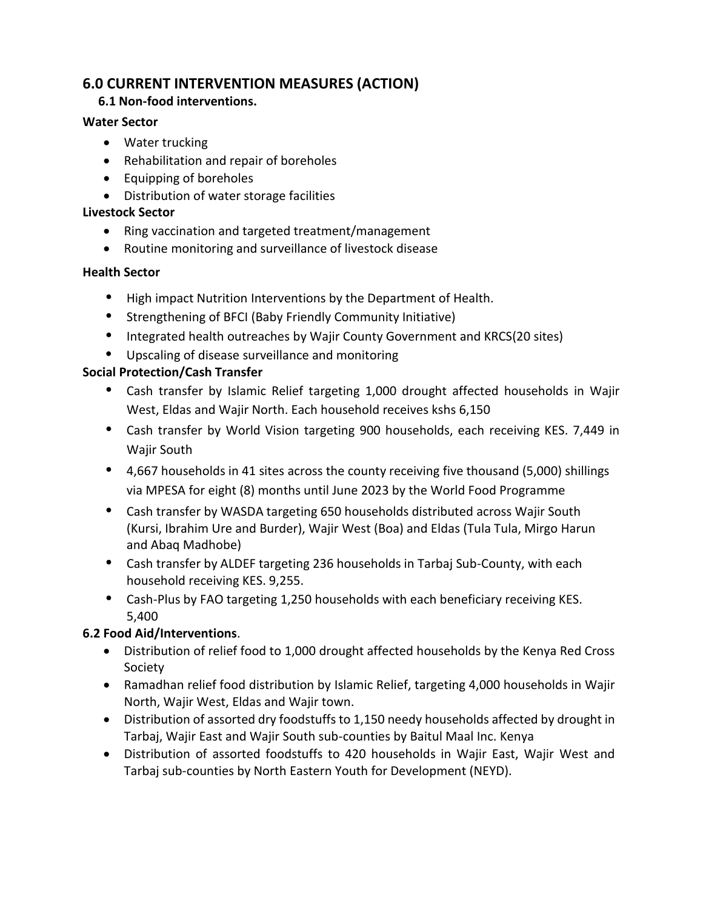## 6.0 CURRENT INTERVENTION MEASURES (ACTION)

### 6.1 Non-food interventions.

**Water Sector**

- Water trucking
- Rehabilitation and repair of boreholes
- Equipping of boreholes
- Distribution of water storage facilities

**Livestock Sector**

- Ring vaccination and targeted treatment/management
- Routine monitoring and surveillance of livestock disease

**Health Sector**

- High impact Nutrition Interventions by the Department of Health.
- Strengthening of BFCI (Baby Friendly Community Initiative)
- Integrated health outreaches by Wajir County Government and KRCS(20 sites)
- Upscaling of disease surveillance and monitoring

**Social Protection/Cash Transfer**

- Cash transfer by Islamic Relief targeting 1,000 drought affected households in Wajir West, Eldas and Wajir North. Each household receives kshs 6,150
- Cash transfer by World Vision targeting 900 households, each receiving KES. 7,449 in Wajir South
- 4,667 households in 41 sites across the county receiving five thousand (5,000) shillings via MPESA for eight (8) months until June 2023 by the World Food Programme
- Cash transfer by WASDA targeting 650 households distributed across Wajir South (Kursi, Ibrahim Ure and Burder), Wajir West (Boa) and Eldas (Tula Tula, Mirgo Harun and Abaq Madhobe)
- Cash transfer by ALDEF targeting 236 households in Tarbaj Sub-County, with each household receiving KES. 9,255.
- Cash-Plus by FAO targeting 1,250 households with each beneficiary receiving KES. 5,400

### 6.2 Food Aid/Interventions.

- Distribution of relief food to 1,000 drought affected households by the Kenya Red Cross Society
- Ramadhan relief food distribution by Islamic Relief, targeting 4,000 households in Wajir North, Wajir West, Eldas and Wajir town.
- Distribution of assorted dry foodstuffs to 1,150 needy households affected by drought in Tarbaj, Wajir East and Wajir South sub-counties by Baitul Maal Inc. Kenya
- Distribution of assorted foodstuffs to 420 households in Wajir East, Wajir West and Tarbaj sub-counties by North Eastern Youth for Development (NEYD).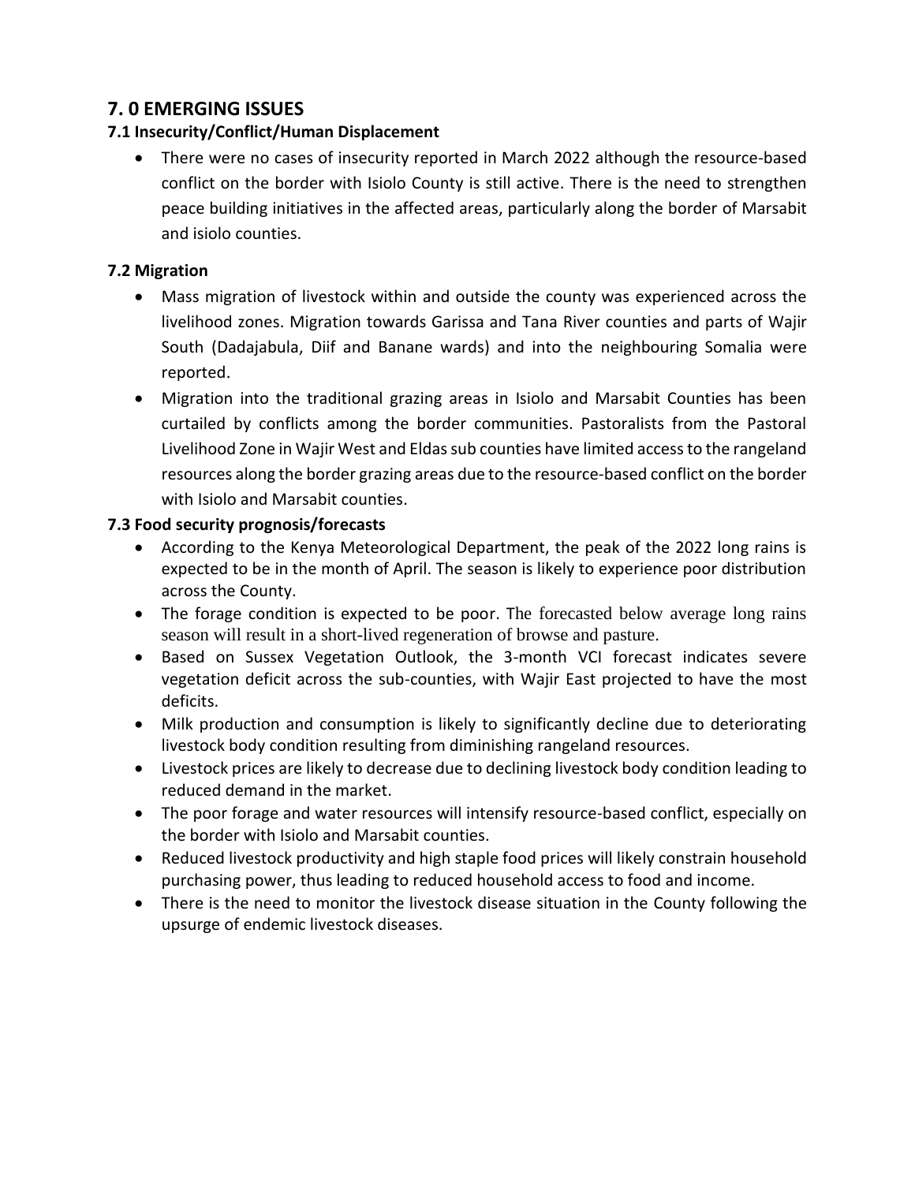## 7. 0 EMERGING ISSUES

### 7.1 Insecurity/Conflict/Human Displacement

- There were no cases of insecurity reported in March 2022 although the resource-based conflict on the border with Isiolo County is still active. There is the need to strengthen peace building initiatives in the affected areas, particularly along the border of Marsabit and isiolo counties.

### 7.2 Migration

- Mass migration of livestock within and outside the county was experienced across the livelihood zones. Migration towards Garissa and Tana River counties and parts of Wajir South (Dadajabula, Diif and Banane wards) and into the neighbouring Somalia were reported.
- Migration into the traditional grazing areas in Isiolo and Marsabit Counties has been curtailed by conflicts among the border communities. Pastoralists from the Pastoral Livelihood Zone in Wajir West and Eldas sub counties have limited access to the rangeland resources along the border grazing areas due to the resource-based conflict on the border with Isiolo and Marsabit counties.

### 7.3 Food security prognosis/forecasts

- According to the Kenya Meteorological Department, the peak of the 2022 long rains is expected to be in the month of April. The season is likely to experience poor distribution across the County.
- The forage condition is expected to be poor. The forecasted below average long rains season will result in a short-lived regeneration of browse and pasture.
- Based on Sussex Vegetation Outlook, the 3-month VCI forecast indicates severe vegetation deficit across the sub-counties, with Wajir East projected to have the most deficits.
- Milk production and consumption is likely to significantly decline due to deteriorating livestock body condition resulting from diminishing rangeland resources.
- Livestock prices are likely to decrease due to declining livestock body condition leading to reduced demand in the market.
- The poor forage and water resources will intensify resource-based conflict, especially on the border with Isiolo and Marsabit counties.
- Reduced livestock productivity and high staple food prices will likely constrain household purchasing power, thus leading to reduced household access to food and income.
- There is the need to monitor the livestock disease situation in the County following the upsurge of endemic livestock diseases.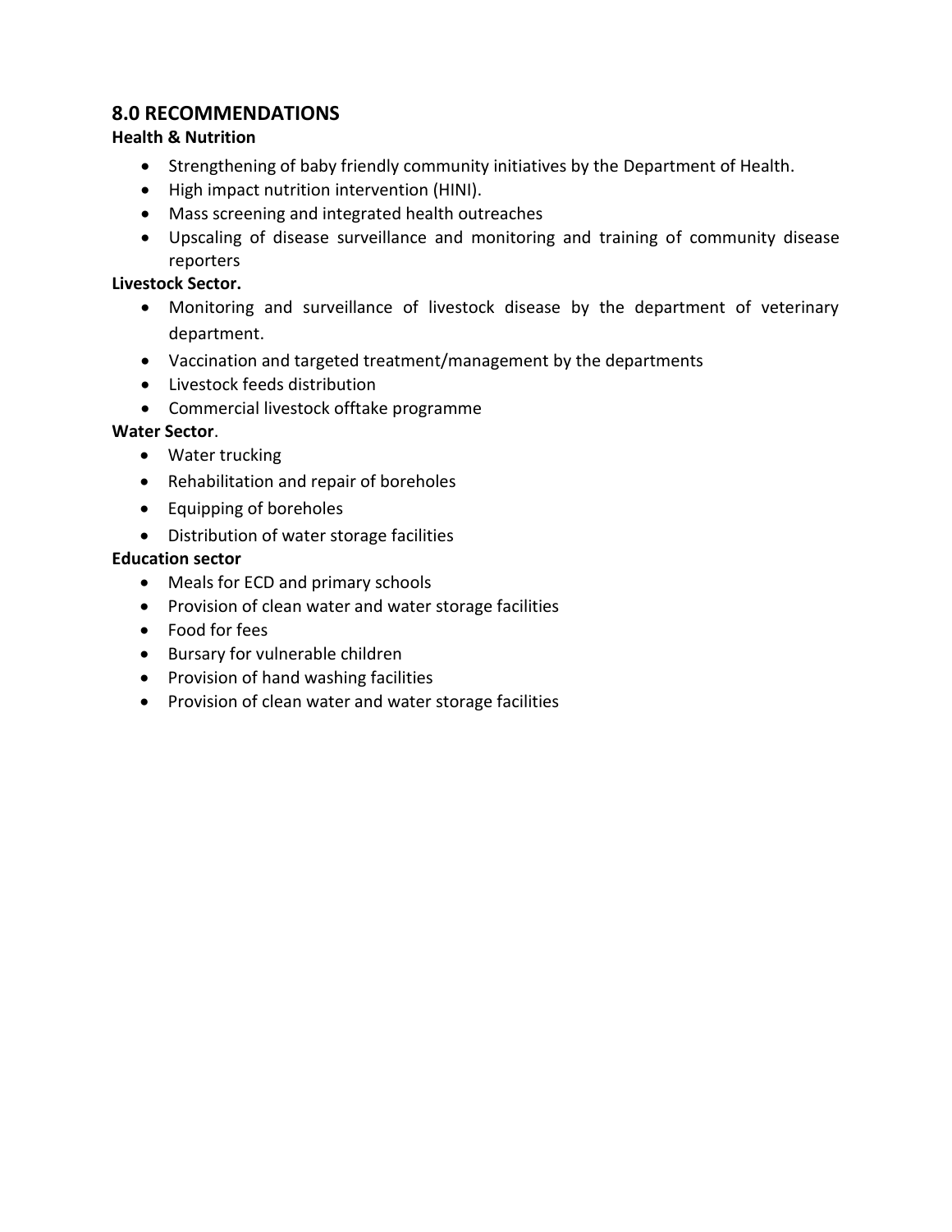## 8.0 RECOMMENDATIONS

**Health & Nutrition**

- Strengthening of baby friendly community initiatives by the Department of Health.
- High impact nutrition intervention (HINI).
- Mass screening and integrated health outreaches
- Upscaling of disease surveillance and monitoring and training of community disease reporters

**Livestock Sector.**

- Monitoring and surveillance of livestock disease by the department of veterinary department.
- Vaccination and targeted treatment/management by the departments
- Livestock feeds distribution
- Commercial livestock offtake programme

**Water Sector**.

- Water trucking
- Rehabilitation and repair of boreholes
- Equipping of boreholes
- Distribution of water storage facilities

**Education sector**

- Meals for ECD and primary schools
- Provision of clean water and water storage facilities
- Food for fees
- Bursary for vulnerable children
- Provision of hand washing facilities
- Provision of clean water and water storage facilities